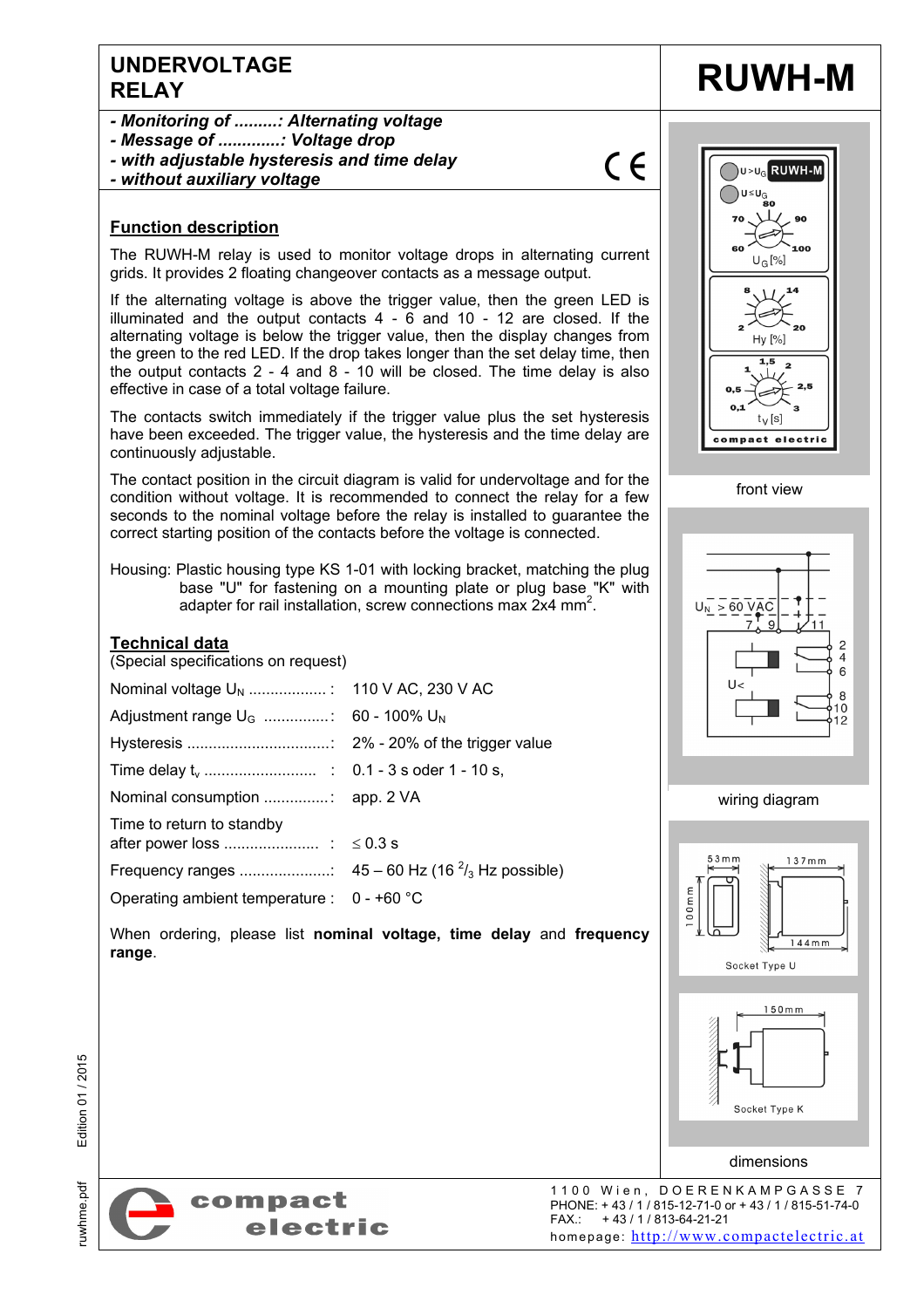# UNDERVOLTAGE RELAY

# RUWH-M

- ***Monitoring of .........: Alternating voltage***
- ***Message of .............: Voltage drop***
- ***with adjustable hysteresis and time delay***
- ***without auxiliary voltage***

CE

## Function description

The RUWH-M relay is used to monitor voltage drops in alternating current grids. It provides 2 floating changeover contacts as a message output.

If the alternating voltage is above the trigger value, then the green LED is illuminated and the output contacts 4 - 6 and 10 - 12 are closed. If the alternating voltage is below the trigger value, then the display changes from the green to the red LED. If the drop takes longer than the set delay time, then the output contacts 2 - 4 and 8 - 10 will be closed. The time delay is also effective in case of a total voltage failure.

The contacts switch immediately if the trigger value plus the set hysteresis have been exceeded. The trigger value, the hysteresis and the time delay are continuously adjustable.

The contact position in the circuit diagram is valid for undervoltage and for the condition without voltage. It is recommended to connect the relay for a few seconds to the nominal voltage before the relay is installed to guarantee the correct starting position of the contacts before the voltage is connected.

Housing: Plastic housing type KS 1-01 with locking bracket, matching the plug base "U" for fastening on a mounting plate or plug base "K" with adapter for rail installation, screw connections max 2x4 mm$^2$.

## Technical data

(Special specifications on request)

| | |
|---|---|
| Nominal voltage $U_N$ .................. : | 110 V AC, 230 V AC |
| Adjustment range $U_G$ ...............: | 60 - 100% $U_N$ |
| Hysteresis .................................: | 2% - 20% of the trigger value |
| Time delay $t_v$ .......................... : | 0.1 - 3 s oder 1 - 10 s, |
| Nominal consumption ...............: | app. 2 VA |
| Time to return to standby after power loss ...................... : | $\leq$ 0.3 s |
| Frequency ranges .....................: | 45 – 60 Hz (16 $^2/_3$ Hz possible) |
| Operating ambient temperature : | 0 - +60 °C |

When ordering, please list **nominal voltage, time delay** and **frequency range**.

U > $U_G$ RUWH-M
U ≤ $U_G$
70 80 90
60 100
$U_G$ [%]
8 14
2 20
Hy [%]
1 1,5 2
0,5 2,5
0,1 3
$t_V$ [s]
compact electric

front view

$U_N$ > 60 VAC
7 9 11
U<
2 4 6
8 10 12

wiring diagram

53mm 137mm
100mm
144mm
Socket Type U

150mm
Socket Type K

dimensions

Edition 01 / 2015

ruwhme.pdf

compact electric

1100 Wien, DOERENKAMPGASSE 7
PHONE: + 43 / 1 / 815-12-71-0 or + 43 / 1 / 815-51-74-0
FAX.: + 43 / 1 / 813-64-21-21
homepage: http://www.compactelectric.at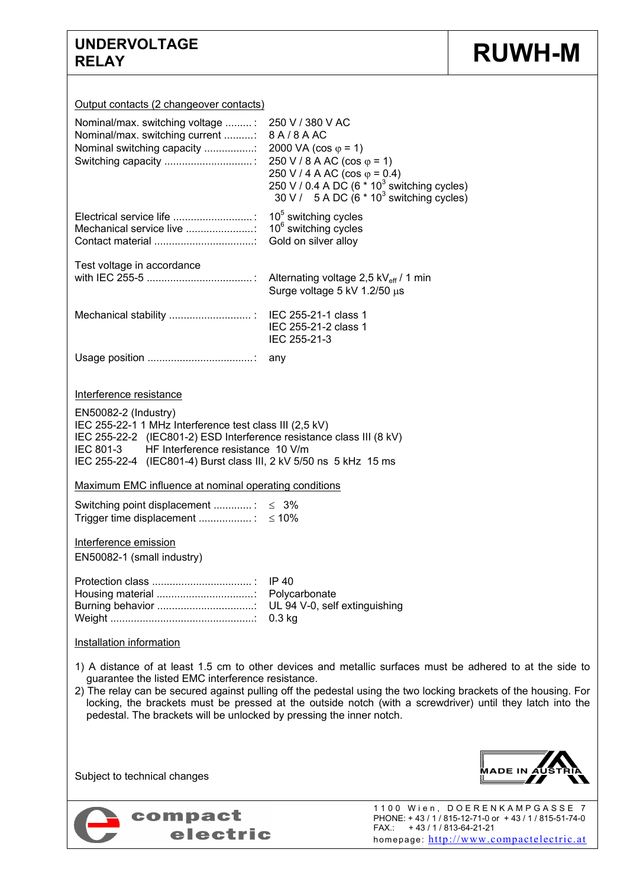# UNDERVOLTAGE RELAY

# RUWH-M

Output contacts (2 changeover contacts)

| | |
|---|---|
| Nominal/max. switching voltage ......... : | 250 V / 380 V AC |
| Nominal/max. switching current ..........: | 8 A / 8 A AC |
| Nominal switching capacity .................: | 2000 VA (cos φ = 1) |
| Switching capacity ............................. : | 250 V / 8 A AC (cos φ = 1)<br>250 V / 4 A AC (cos φ = 0.4)<br>250 V / 0.4 A DC (6 * $10^3$ switching cycles)<br>30 V / 5 A DC (6 * $10^3$ switching cycles) |
| Electrical service life ........................... : | $10^5$ switching cycles |
| Mechanical service live .......................: | $10^6$ switching cycles |
| Contact material ..................................: | Gold on silver alloy |
| Test voltage in accordance with IEC 255-5 ................................... : | Alternating voltage 2,5 $kV_{eff}$ / 1 min<br>Surge voltage 5 kV 1.2/50 µs |
| Mechanical stability ........................... : | IEC 255-21-1 class 1<br>IEC 255-21-2 class 1<br>IEC 255-21-3 |
| Usage position ...................................: | any |

Interference resistance

EN50082-2 (Industry)
IEC 255-22-1 1 MHz Interference test class III (2,5 kV)
IEC 255-22-2 (IEC801-2) ESD Interference resistance class III (8 kV)
IEC 801-3 HF Interference resistance 10 V/m
IEC 255-22-4 (IEC801-4) Burst class III, 2 kV 5/50 ns 5 kHz 15 ms

Maximum EMC influence at nominal operating conditions

| | |
|---|---|
| Switching point displacement ............. : | ≤ 3% |
| Trigger time displacement .................. : | ≤ 10% |

Interference emission

EN50082-1 (small industry)

| | |
|---|---|
| Protection class ................................. : | IP 40 |
| Housing material ................................: | Polycarbonate |
| Burning behavior ................................: | UL 94 V-0, self extinguishing |
| Weight ................................................: | 0.3 kg |

Installation information

1) A distance of at least 1.5 cm to other devices and metallic surfaces must be adhered to at the side to guarantee the listed EMC interference resistance.
2) The relay can be secured against pulling off the pedestal using the two locking brackets of the housing. For locking, the brackets must be pressed at the outside notch (with a screwdriver) until they latch into the pedestal. The brackets will be unlocked by pressing the inner notch.

Subject to technical changes

MADE IN AUSTRIA

compact electric

1100 Wien, DOERENKAMPGASSE 7
PHONE: + 43 / 1 / 815-12-71-0 or + 43 / 1 / 815-51-74-0
FAX.: + 43 / 1 / 813-64-21-21
homepage: http://www.compactelectric.at